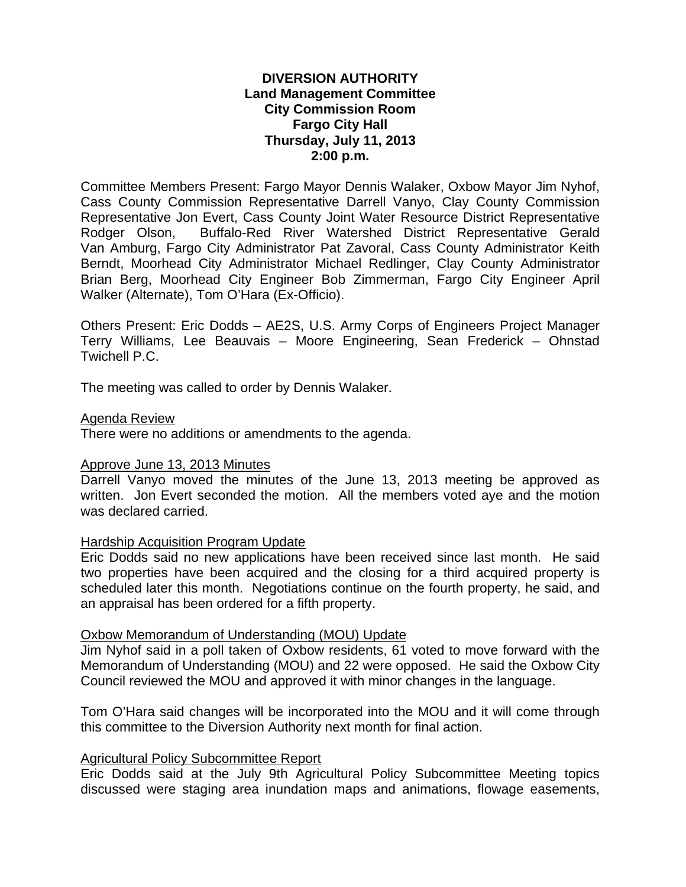**DIVERSION AUTHORITY**
**Land Management Committee**
**City Commission Room**
**Fargo City Hall**
**Thursday, July 11, 2013**
**2:00 p.m.**

Committee Members Present: Fargo Mayor Dennis Walaker, Oxbow Mayor Jim Nyhof, Cass County Commission Representative Darrell Vanyo, Clay County Commission Representative Jon Evert, Cass County Joint Water Resource District Representative Rodger Olson, Buffalo-Red River Watershed District Representative Gerald Van Amburg, Fargo City Administrator Pat Zavoral, Cass County Administrator Keith Berndt, Moorhead City Administrator Michael Redlinger, Clay County Administrator Brian Berg, Moorhead City Engineer Bob Zimmerman, Fargo City Engineer April Walker (Alternate), Tom O'Hara (Ex-Officio).

Others Present: Eric Dodds – AE2S, U.S. Army Corps of Engineers Project Manager Terry Williams, Lee Beauvais – Moore Engineering, Sean Frederick – Ohnstad Twichell P.C.

The meeting was called to order by Dennis Walaker.

Agenda Review

There were no additions or amendments to the agenda.

Approve June 13, 2013 Minutes

Darrell Vanyo moved the minutes of the June 13, 2013 meeting be approved as written. Jon Evert seconded the motion. All the members voted aye and the motion was declared carried.

Hardship Acquisition Program Update

Eric Dodds said no new applications have been received since last month. He said two properties have been acquired and the closing for a third acquired property is scheduled later this month. Negotiations continue on the fourth property, he said, and an appraisal has been ordered for a fifth property.

Oxbow Memorandum of Understanding (MOU) Update

Jim Nyhof said in a poll taken of Oxbow residents, 61 voted to move forward with the Memorandum of Understanding (MOU) and 22 were opposed. He said the Oxbow City Council reviewed the MOU and approved it with minor changes in the language.

Tom O'Hara said changes will be incorporated into the MOU and it will come through this committee to the Diversion Authority next month for final action.

Agricultural Policy Subcommittee Report

Eric Dodds said at the July 9th Agricultural Policy Subcommittee Meeting topics discussed were staging area inundation maps and animations, flowage easements,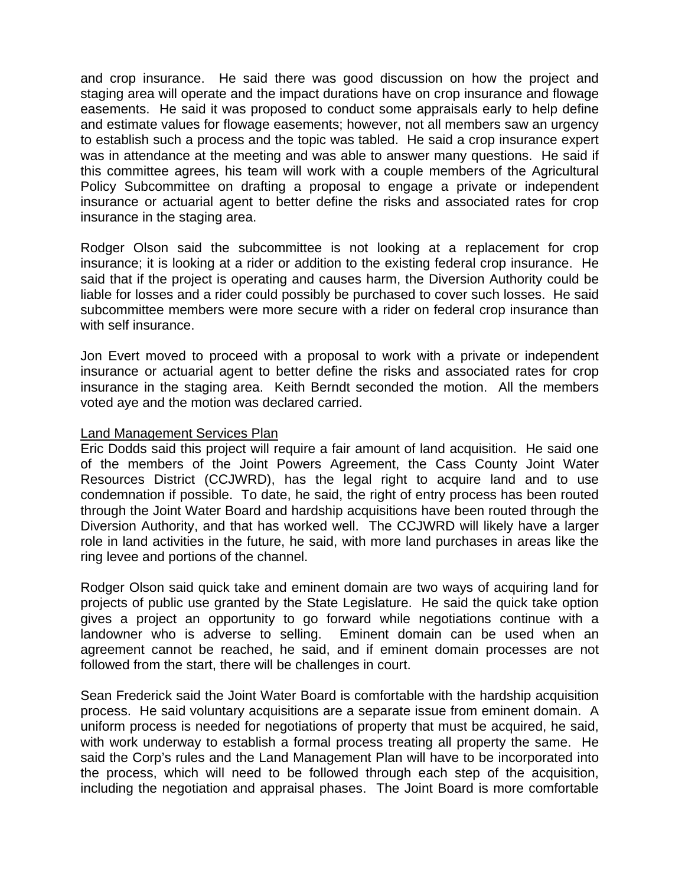and crop insurance. He said there was good discussion on how the project and staging area will operate and the impact durations have on crop insurance and flowage easements. He said it was proposed to conduct some appraisals early to help define and estimate values for flowage easements; however, not all members saw an urgency to establish such a process and the topic was tabled. He said a crop insurance expert was in attendance at the meeting and was able to answer many questions. He said if this committee agrees, his team will work with a couple members of the Agricultural Policy Subcommittee on drafting a proposal to engage a private or independent insurance or actuarial agent to better define the risks and associated rates for crop insurance in the staging area.

Rodger Olson said the subcommittee is not looking at a replacement for crop insurance; it is looking at a rider or addition to the existing federal crop insurance. He said that if the project is operating and causes harm, the Diversion Authority could be liable for losses and a rider could possibly be purchased to cover such losses. He said subcommittee members were more secure with a rider on federal crop insurance than with self insurance.

Jon Evert moved to proceed with a proposal to work with a private or independent insurance or actuarial agent to better define the risks and associated rates for crop insurance in the staging area. Keith Berndt seconded the motion. All the members voted aye and the motion was declared carried.

Land Management Services Plan

Eric Dodds said this project will require a fair amount of land acquisition. He said one of the members of the Joint Powers Agreement, the Cass County Joint Water Resources District (CCJWRD), has the legal right to acquire land and to use condemnation if possible. To date, he said, the right of entry process has been routed through the Joint Water Board and hardship acquisitions have been routed through the Diversion Authority, and that has worked well. The CCJWRD will likely have a larger role in land activities in the future, he said, with more land purchases in areas like the ring levee and portions of the channel.

Rodger Olson said quick take and eminent domain are two ways of acquiring land for projects of public use granted by the State Legislature. He said the quick take option gives a project an opportunity to go forward while negotiations continue with a landowner who is adverse to selling. Eminent domain can be used when an agreement cannot be reached, he said, and if eminent domain processes are not followed from the start, there will be challenges in court.

Sean Frederick said the Joint Water Board is comfortable with the hardship acquisition process. He said voluntary acquisitions are a separate issue from eminent domain. A uniform process is needed for negotiations of property that must be acquired, he said, with work underway to establish a formal process treating all property the same. He said the Corp's rules and the Land Management Plan will have to be incorporated into the process, which will need to be followed through each step of the acquisition, including the negotiation and appraisal phases. The Joint Board is more comfortable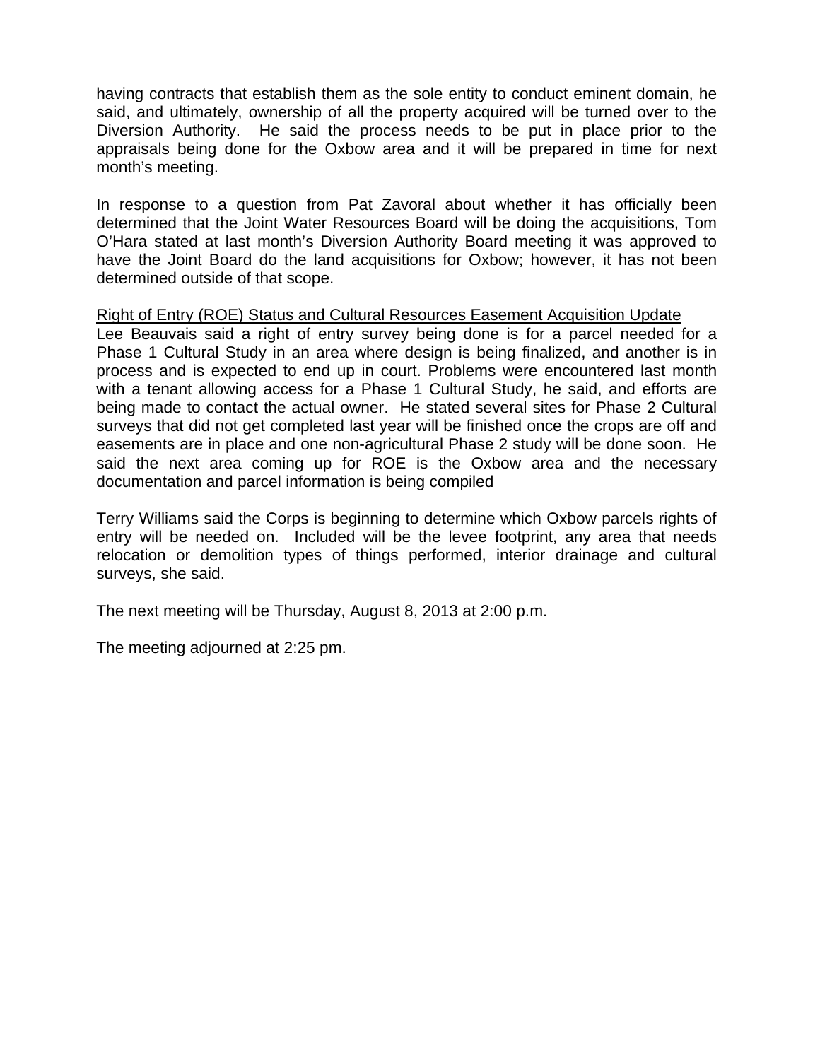having contracts that establish them as the sole entity to conduct eminent domain, he said, and ultimately, ownership of all the property acquired will be turned over to the Diversion Authority. He said the process needs to be put in place prior to the appraisals being done for the Oxbow area and it will be prepared in time for next month's meeting.

In response to a question from Pat Zavoral about whether it has officially been determined that the Joint Water Resources Board will be doing the acquisitions, Tom O'Hara stated at last month's Diversion Authority Board meeting it was approved to have the Joint Board do the land acquisitions for Oxbow; however, it has not been determined outside of that scope.

Right of Entry (ROE) Status and Cultural Resources Easement Acquisition Update

Lee Beauvais said a right of entry survey being done is for a parcel needed for a Phase 1 Cultural Study in an area where design is being finalized, and another is in process and is expected to end up in court. Problems were encountered last month with a tenant allowing access for a Phase 1 Cultural Study, he said, and efforts are being made to contact the actual owner. He stated several sites for Phase 2 Cultural surveys that did not get completed last year will be finished once the crops are off and easements are in place and one non-agricultural Phase 2 study will be done soon. He said the next area coming up for ROE is the Oxbow area and the necessary documentation and parcel information is being compiled

Terry Williams said the Corps is beginning to determine which Oxbow parcels rights of entry will be needed on. Included will be the levee footprint, any area that needs relocation or demolition types of things performed, interior drainage and cultural surveys, she said.

The next meeting will be Thursday, August 8, 2013 at 2:00 p.m.

The meeting adjourned at 2:25 pm.